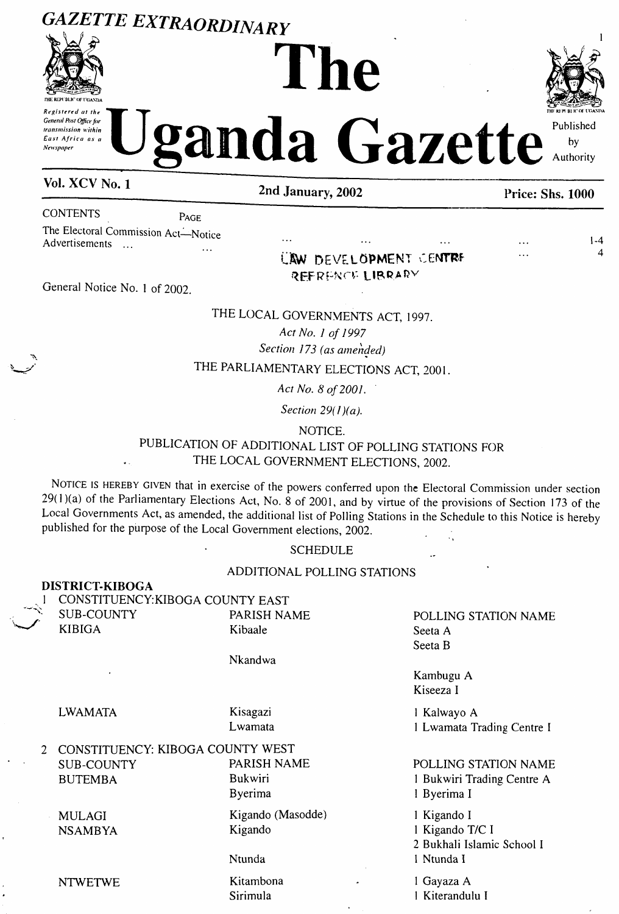# GAZETTE EXTRAORDINARY

# The Uganda Gazette

Registered at the General Post Office for transmission within East Africa as a Newspaper

Published by Authority

**Vol. XCV No. 1** — **2nd January, 2002** — **Price: Shs. 1000**

| CONTENTS | PAGE |
|---|---|
| The Electoral Commission Act—Notice ... ... ... ... ... | 1-4 |
| Advertisements ... ... ... ... | 4 |

LAW DEVELOPMENT CENTRE REFERENCE LIBRARY

General Notice No. 1 of 2002.

THE LOCAL GOVERNMENTS ACT, 1997.

*Act No. 1 of 1997*

*Section 173 (as amended)*

THE PARLIAMENTARY ELECTIONS ACT, 2001.

*Act No. 8 of 2001.*

*Section 29(1)(a).*

NOTICE.

PUBLICATION OF ADDITIONAL LIST OF POLLING STATIONS FOR THE LOCAL GOVERNMENT ELECTIONS, 2002.

NOTICE IS HEREBY GIVEN that in exercise of the powers conferred upon the Electoral Commission under section 29(1)(a) of the Parliamentary Elections Act, No. 8 of 2001, and by virtue of the provisions of Section 173 of the Local Governments Act, as amended, the additional list of Polling Stations in the Schedule to this Notice is hereby published for the purpose of the Local Government elections, 2002.

SCHEDULE

ADDITIONAL POLLING STATIONS

**DISTRICT-KIBOGA**

1 CONSTITUENCY:KIBOGA COUNTY EAST

| SUB-COUNTY | PARISH NAME | POLLING STATION NAME |
|---|---|---|
| KIBIGA | Kibaale | Seeta A |
| | | Seeta B |
| | Nkandwa | |
| | | Kambugu A |
| | | Kiseeza I |
| LWAMATA | Kisagazi | 1 Kalwayo A |
| | Lwamata | 1 Lwamata Trading Centre I |

2 CONSTITUENCY: KIBOGA COUNTY WEST

| SUB-COUNTY | PARISH NAME | POLLING STATION NAME |
|---|---|---|
| BUTEMBA | Bukwiri | 1 Bukwiri Trading Centre A |
| | Byerima | 1 Byerima I |
| MULAGI | Kigando (Masodde) | 1 Kigando I |
| NSAMBYA | Kigando | 1 Kigando T/C I |
| | | 2 Bukhali Islamic School I |
| | Ntunda | 1 Ntunda I |
| NTWETWE | Kitambona | 1 Gayaza A |
| | Sirimula | 1 Kiterandulu I |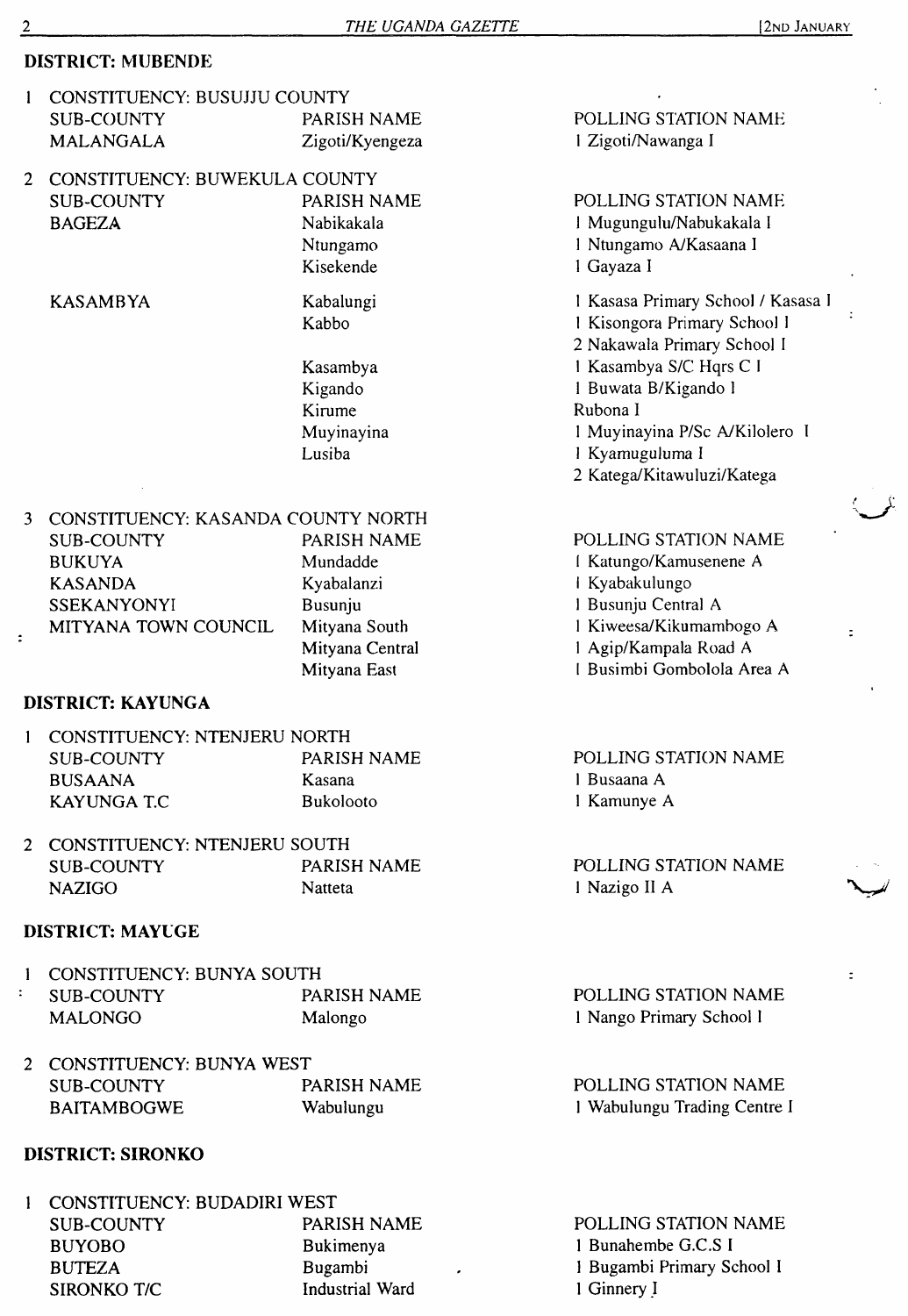## DISTRICT: MUBENDE

1 CONSTITUENCY: BUSUJJU COUNTY

| SUB-COUNTY | PARISH NAME | POLLING STATION NAME |
|---|---|---|
| MALANGALA | Zigoti/Kyengeza | 1 Zigoti/Nawanga I |

2 CONSTITUENCY: BUWEKULA COUNTY

| SUB-COUNTY | PARISH NAME | POLLING STATION NAME |
|---|---|---|
| BAGEZA | Nabikakala | 1 Mugungulu/Nabukakala I |
| | Ntungamo | 1 Ntungamo A/Kasaana I |
| | Kisekende | 1 Gayaza I |
| KASAMBYA | Kabalungi | 1 Kasasa Primary School / Kasasa I |
| | Kabbo | 1 Kisongora Primary School I |
| | | 2 Nakawala Primary School I |
| | Kasambya | 1 Kasambya S/C Hqrs C I |
| | Kigando | 1 Buwata B/Kigando I |
| | Kirume | Rubona I |
| | Muyinayina | 1 Muyinayina P/Sc A/Kilolero I |
| | Lusiba | 1 Kyamuguluma I |
| | | 2 Katega/Kitawuluzi/Katega |

3 CONSTITUENCY: KASANDA COUNTY NORTH

| SUB-COUNTY | PARISH NAME | POLLING STATION NAME |
|---|---|---|
| BUKUYA | Mundadde | 1 Katungo/Kamusenene A |
| KASANDA | Kyabalanzi | 1 Kyabakulungo |
| SSEKANYONYI | Busunju | 1 Busunju Central A |
| MITYANA TOWN COUNCIL | Mityana South | 1 Kiweesa/Kikumambogo A |
| | Mityana Central | 1 Agip/Kampala Road A |
| | Mityana East | 1 Busimbi Gombolola Area A |

## DISTRICT: KAYUNGA

1 CONSTITUENCY: NTENJERU NORTH

| SUB-COUNTY | PARISH NAME | POLLING STATION NAME |
|---|---|---|
| BUSAANA | Kasana | 1 Busaana A |
| KAYUNGA T.C | Bukolooto | 1 Kamunye A |

2 CONSTITUENCY: NTENJERU SOUTH

| SUB-COUNTY | PARISH NAME | POLLING STATION NAME |
|---|---|---|
| NAZIGO | Natteta | 1 Nazigo II A |

## DISTRICT: MAYUGE

1 CONSTITUENCY: BUNYA SOUTH

| SUB-COUNTY | PARISH NAME | POLLING STATION NAME |
|---|---|---|
| MALONGO | Malongo | 1 Nango Primary School I |

2 CONSTITUENCY: BUNYA WEST

| SUB-COUNTY | PARISH NAME | POLLING STATION NAME |
|---|---|---|
| BAITAMBOGWE | Wabulungu | 1 Wabulungu Trading Centre I |

## DISTRICT: SIRONKO

1 CONSTITUENCY: BUDADIRI WEST

| SUB-COUNTY | PARISH NAME | POLLING STATION NAME |
|---|---|---|
| BUYOBO | Bukimenya | 1 Bunahembe G.C.S I |
| BUTEZA | Bugambi | 1 Bugambi Primary School I |
| SIRONKO T/C | Industrial Ward | 1 Ginnery I |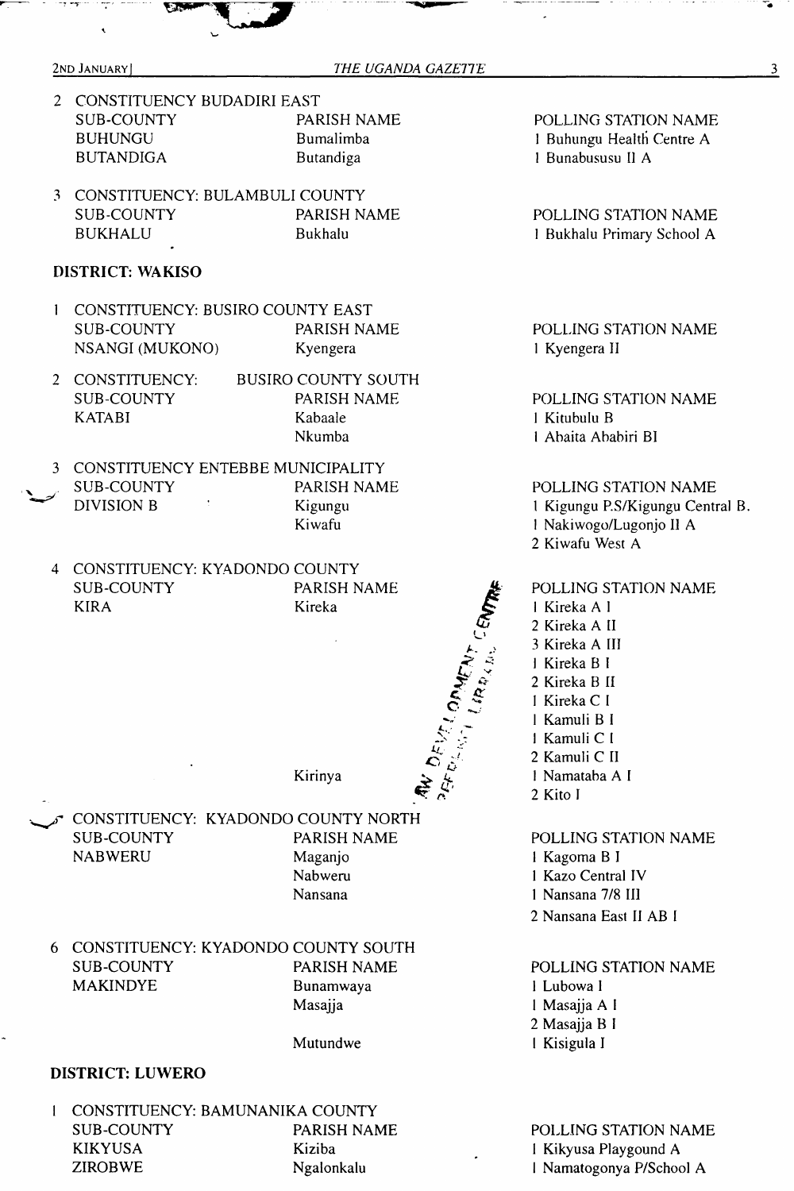2 CONSTITUENCY BUDADIRI EAST

| SUB-COUNTY | PARISH NAME | POLLING STATION NAME |
|---|---|---|
| BUHUNGU | Bumalimba | 1 Buhungu Health Centre A |
| BUTANDIGA | Butandiga | 1 Bunabususu II A |

3 CONSTITUENCY: BULAMBULI COUNTY

| SUB-COUNTY | PARISH NAME | POLLING STATION NAME |
|---|---|---|
| BUKHALU | Bukhalu | 1 Bukhalu Primary School A |

**DISTRICT: WAKISO**

1 CONSTITUENCY: BUSIRO COUNTY EAST

| SUB-COUNTY | PARISH NAME | POLLING STATION NAME |
|---|---|---|
| NSANGI (MUKONO) | Kyengera | 1 Kyengera II |

2 CONSTITUENCY: BUSIRO COUNTY SOUTH

| SUB-COUNTY | PARISH NAME | POLLING STATION NAME |
|---|---|---|
| KATABI | Kabaale | 1 Kitubulu B |
| | Nkumba | 1 Abaita Ababiri BI |

3 CONSTITUENCY ENTEBBE MUNICIPALITY

| SUB-COUNTY | PARISH NAME | POLLING STATION NAME |
|---|---|---|
| DIVISION B | Kigungu | 1 Kigungu P.S/Kigungu Central B. |
| | Kiwafu | 1 Nakiwogo/Lugonjo II A |
| | | 2 Kiwafu West A |

4 CONSTITUENCY: KYADONDO COUNTY

| SUB-COUNTY | PARISH NAME | POLLING STATION NAME |
|---|---|---|
| KIRA | Kireka | 1 Kireka A I |
| | | 2 Kireka A II |
| | | 3 Kireka A III |
| | | 1 Kireka B I |
| | | 2 Kireka B II |
| | | 1 Kireka C I |
| | | 1 Kamuli B I |
| | | 1 Kamuli C I |
| | | 2 Kamuli C II |
| | Kirinya | 1 Namataba A I |
| | | 2 Kito I |

5 CONSTITUENCY: KYADONDO COUNTY NORTH

| SUB-COUNTY | PARISH NAME | POLLING STATION NAME |
|---|---|---|
| NABWERU | Maganjo | 1 Kagoma B I |
| | Nabweru | 1 Kazo Central IV |
| | Nansana | 1 Nansana 7/8 III |
| | | 2 Nansana East II AB I |

6 CONSTITUENCY: KYADONDO COUNTY SOUTH

| SUB-COUNTY | PARISH NAME | POLLING STATION NAME |
|---|---|---|
| MAKINDYE | Bunamwaya | 1 Lubowa I |
| | Masajja | 1 Masajja A I |
| | | 2 Masajja B I |
| | Mutundwe | 1 Kisigula I |

**DISTRICT: LUWERO**

1 CONSTITUENCY: BAMUNANIKA COUNTY

| SUB-COUNTY | PARISH NAME | POLLING STATION NAME |
|---|---|---|
| KIKYUSA | Kiziba | 1 Kikyusa Playgound A |
| ZIROBWE | Ngalonkalu | 1 Namatogonya P/School A |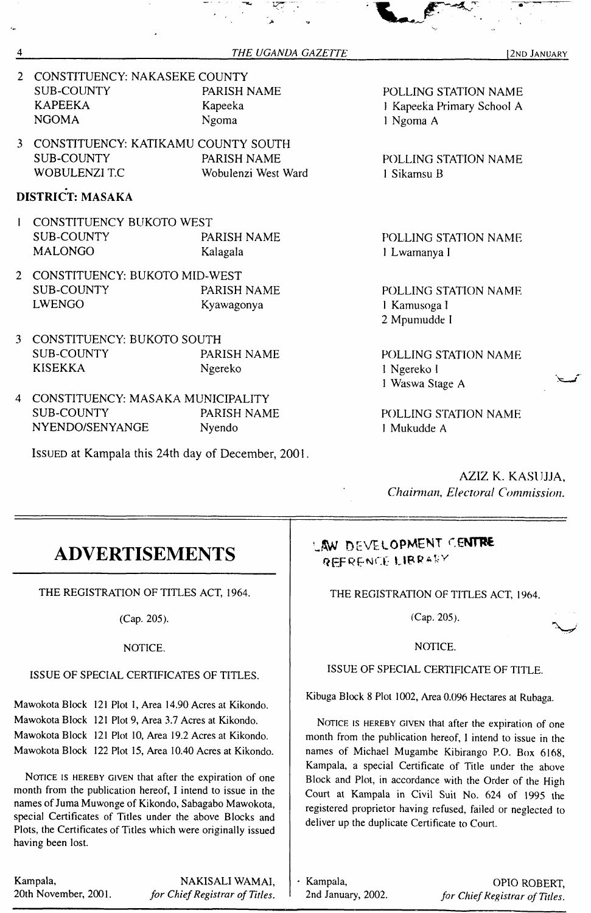2 CONSTITUENCY: NAKASEKE COUNTY

| SUB-COUNTY | PARISH NAME | POLLING STATION NAME |
|---|---|---|
| KAPEEKA | Kapeeka | 1 Kapeeka Primary School A |
| NGOMA | Ngoma | 1 Ngoma A |

3 CONSTITUENCY: KATIKAMU COUNTY SOUTH

| SUB-COUNTY | PARISH NAME | POLLING STATION NAME |
|---|---|---|
| WOBULENZI T.C | Wobulenzi West Ward | 1 Sikamsu B |

**DISTRICT: MASAKA**

1 CONSTITUENCY BUKOTO WEST

| SUB-COUNTY | PARISH NAME | POLLING STATION NAME |
|---|---|---|
| MALONGO | Kalagala | 1 Lwamanya I |

2 CONSTITUENCY: BUKOTO MID-WEST

| SUB-COUNTY | PARISH NAME | POLLING STATION NAME |
|---|---|---|
| LWENGO | Kyawagonya | 1 Kamusoga I |
| | | 2 Mpumudde I |

3 CONSTITUENCY: BUKOTO SOUTH

| SUB-COUNTY | PARISH NAME | POLLING STATION NAME |
|---|---|---|
| KISEKKA | Ngereko | 1 Ngereko I |
| | | 1 Waswa Stage A |

4 CONSTITUENCY: MASAKA MUNICIPALITY

| SUB-COUNTY | PARISH NAME | POLLING STATION NAME |
|---|---|---|
| NYENDO/SENYANGE | Nyendo | 1 Mukudde A |

ISSUED at Kampala this 24th day of December, 2001.

AZIZ K. KASUJJA,
*Chairman, Electoral Commission.*

---

# ADVERTISEMENTS

THE REGISTRATION OF TITLES ACT, 1964.

(Cap. 205).

NOTICE.

ISSUE OF SPECIAL CERTIFICATES OF TITLES.

Mawokota Block 121 Plot 1, Area 14.90 Acres at Kikondo.
Mawokota Block 121 Plot 9, Area 3.7 Acres at Kikondo.
Mawokota Block 121 Plot 10, Area 19.2 Acres at Kikondo.
Mawokota Block 122 Plot 15, Area 10.40 Acres at Kikondo.

NOTICE IS HEREBY GIVEN that after the expiration of one month from the publication hereof, I intend to issue in the names of Juma Muwonge of Kikondo, Sabagabo Mawokota, special Certificates of Titles under the above Blocks and Plots, the Certificates of Titles which were originally issued having been lost.

Kampala,
20th November, 2001.

NAKISALI WAMAI,
*for Chief Registrar of Titles.*

---

LAW DEVELOPMENT CENTRE
REFERENCE LIBRARY

THE REGISTRATION OF TITLES ACT, 1964.

(Cap. 205).

NOTICE.

ISSUE OF SPECIAL CERTIFICATE OF TITLE.

Kibuga Block 8 Plot 1002, Area 0.096 Hectares at Rubaga.

NOTICE IS HEREBY GIVEN that after the expiration of one month from the publication hereof, I intend to issue in the names of Michael Mugambe Kibirango P.O. Box 6168, Kampala, a special Certificate of Title under the above Block and Plot, in accordance with the Order of the High Court at Kampala in Civil Suit No. 624 of 1995 the registered proprietor having refused, failed or neglected to deliver up the duplicate Certificate to Court.

Kampala,
2nd January, 2002.

OPIO ROBERT,
*for Chief Registrar of Titles.*